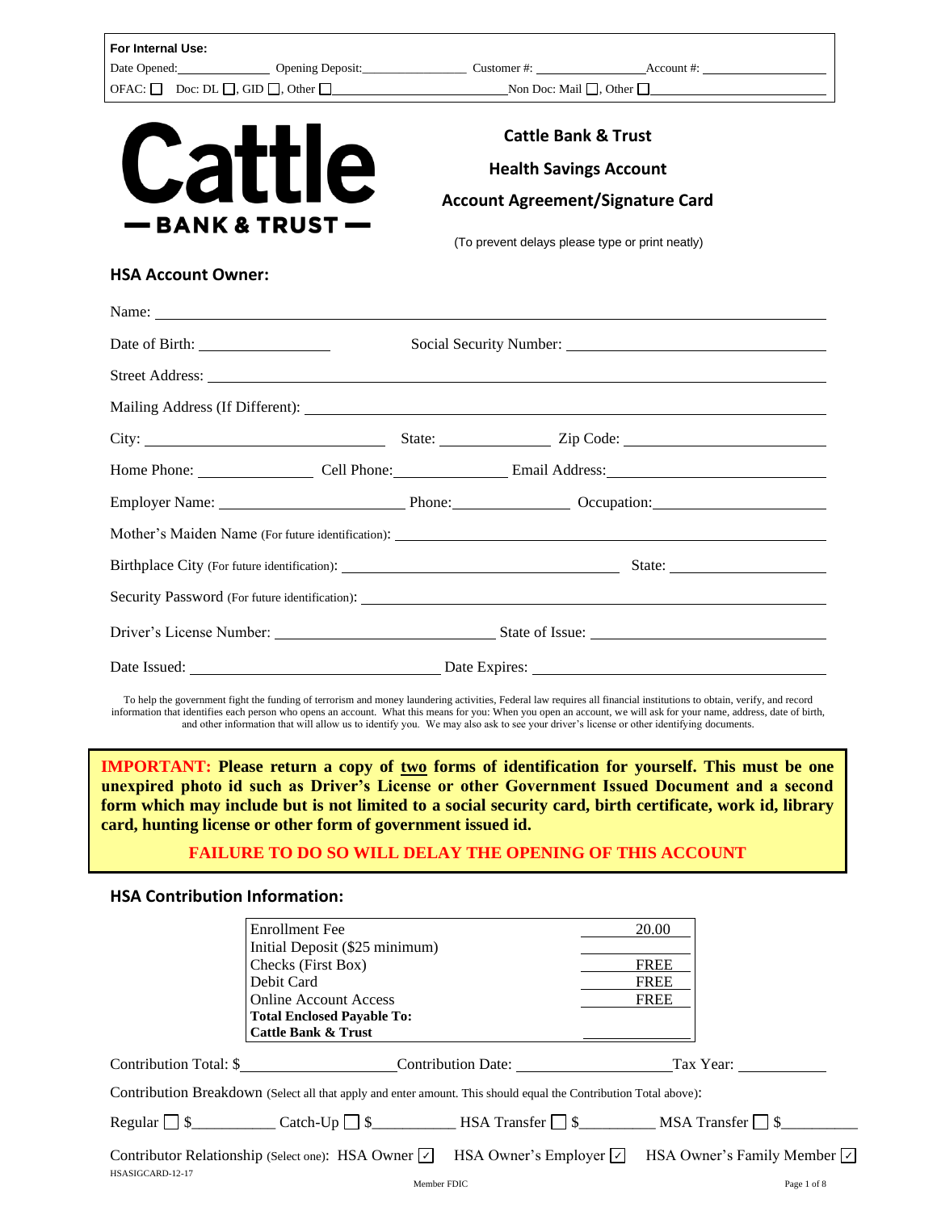**For Internal Use:**

Date Opened:\_\_\_\_\_\_\_\_\_\_ Opening Deposit:\_\_\_\_\_\_\_\_\_\_ Customer #: \_\_\_\_\_\_\_\_\_\_ Account #: \_\_\_\_\_\_\_\_\_\_

OFAC: ☐ Doc: DL ☐, GID ☐, Other ☐\_\_\_\_\_\_\_\_\_\_ Non Doc: Mail ☐, Other ☐\_\_\_\_\_\_\_\_\_\_

**Cattle — BANK & TRUST —**

# Cattle Bank & Trust

## Health Savings Account

## Account Agreement/Signature Card

(To prevent delays please type or print neatly)

### HSA Account Owner:

Name: \_\_\_\_\_\_\_\_\_\_\_\_\_\_\_\_\_\_\_\_

Date of Birth: \_\_\_\_\_\_\_\_\_\_ Social Security Number: \_\_\_\_\_\_\_\_\_\_

Street Address: \_\_\_\_\_\_\_\_\_\_\_\_\_\_\_\_\_\_\_\_

Mailing Address (If Different): \_\_\_\_\_\_\_\_\_\_\_\_\_\_\_\_\_\_\_\_

City: \_\_\_\_\_\_\_\_\_\_ State: \_\_\_\_\_\_\_\_\_\_ Zip Code: \_\_\_\_\_\_\_\_\_\_

Home Phone: \_\_\_\_\_\_\_\_\_\_ Cell Phone:\_\_\_\_\_\_\_\_\_\_ Email Address:\_\_\_\_\_\_\_\_\_\_

Employer Name: \_\_\_\_\_\_\_\_\_\_ Phone:\_\_\_\_\_\_\_\_\_\_ Occupation:\_\_\_\_\_\_\_\_\_\_

Mother's Maiden Name (For future identification): \_\_\_\_\_\_\_\_\_\_\_\_\_\_\_\_\_\_\_\_

Birthplace City (For future identification): \_\_\_\_\_\_\_\_\_\_ State: \_\_\_\_\_\_\_\_\_\_

Security Password (For future identification): \_\_\_\_\_\_\_\_\_\_\_\_\_\_\_\_\_\_\_\_

Driver's License Number: \_\_\_\_\_\_\_\_\_\_ State of Issue: \_\_\_\_\_\_\_\_\_\_

Date Issued: \_\_\_\_\_\_\_\_\_\_ Date Expires: \_\_\_\_\_\_\_\_\_\_

To help the government fight the funding of terrorism and money laundering activities, Federal law requires all financial institutions to obtain, verify, and record information that identifies each person who opens an account. What this means for you: When you open an account, we will ask for your name, address, date of birth, and other information that will allow us to identify you. We may also ask to see your driver's license or other identifying documents.

**IMPORTANT: Please return a copy of two forms of identification for yourself. This must be one unexpired photo id such as Driver's License or other Government Issued Document and a second form which may include but is not limited to a social security card, birth certificate, work id, library card, hunting license or other form of government issued id.**

**FAILURE TO DO SO WILL DELAY THE OPENING OF THIS ACCOUNT**

### HSA Contribution Information:

| Item | Amount |
|---|---|
| Enrollment Fee | 20.00 |
| Initial Deposit ($25 minimum) | |
| Checks (First Box) | FREE |
| Debit Card | FREE |
| Online Account Access | FREE |
| **Total Enclosed Payable To: Cattle Bank & Trust** | |

Contribution Total: $\_\_\_\_\_\_\_\_\_\_ Contribution Date: \_\_\_\_\_\_\_\_\_\_ Tax Year: \_\_\_\_\_\_\_\_\_\_

Contribution Breakdown (Select all that apply and enter amount. This should equal the Contribution Total above):

Regular ☐ $\_\_\_\_\_\_\_\_\_\_ Catch-Up ☐ $\_\_\_\_\_\_\_\_\_\_ HSA Transfer ☐ $\_\_\_\_\_\_\_\_\_\_ MSA Transfer ☐ $\_\_\_\_\_\_\_\_\_\_

Contributor Relationship (Select one): HSA Owner ☑ HSA Owner's Employer ☑ HSA Owner's Family Member ☑

HSASIGCARD-12-17

Member FDIC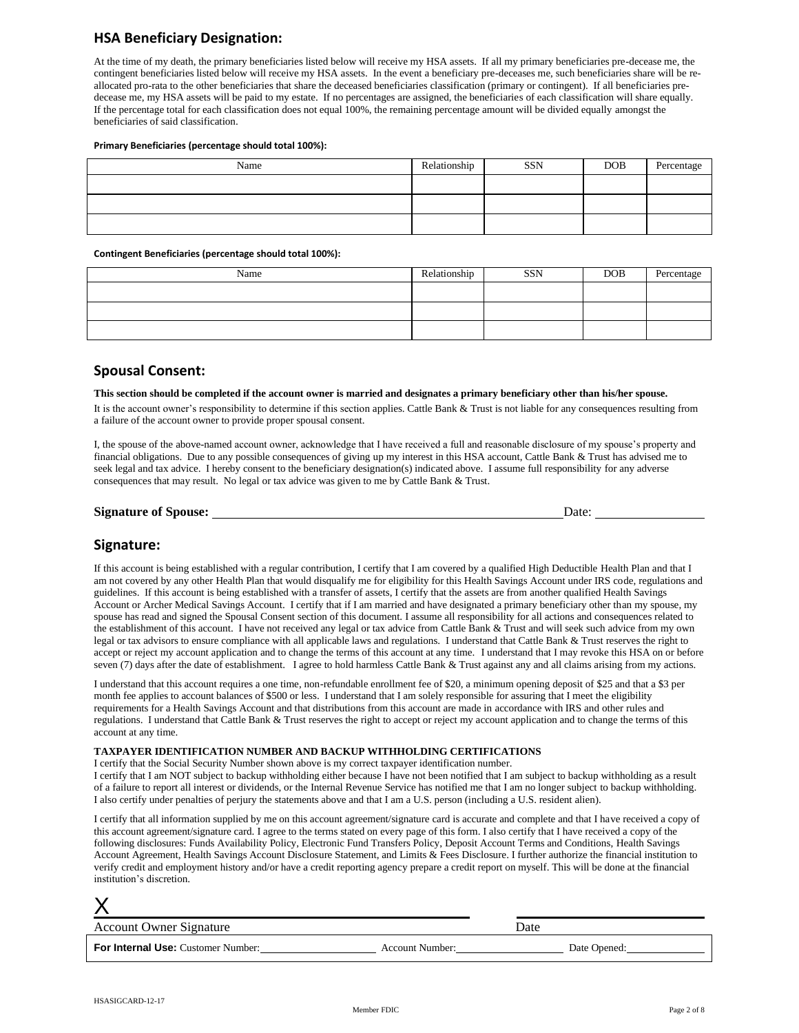## HSA Beneficiary Designation:

At the time of my death, the primary beneficiaries listed below will receive my HSA assets. If all my primary beneficiaries pre-decease me, the contingent beneficiaries listed below will receive my HSA assets. In the event a beneficiary pre-deceases me, such beneficiaries share will be re-allocated pro-rata to the other beneficiaries that share the deceased beneficiaries classification (primary or contingent). If all beneficiaries pre-decease me, my HSA assets will be paid to my estate. If no percentages are assigned, the beneficiaries of each classification will share equally. If the percentage total for each classification does not equal 100%, the remaining percentage amount will be divided equally amongst the beneficiaries of said classification.

**Primary Beneficiaries (percentage should total 100%):**

| Name | Relationship | SSN | DOB | Percentage |
|---|---|---|---|---|
| | | | | |
| | | | | |
| | | | | |

**Contingent Beneficiaries (percentage should total 100%):**

| Name | Relationship | SSN | DOB | Percentage |
|---|---|---|---|---|
| | | | | |
| | | | | |
| | | | | |

## Spousal Consent:

**This section should be completed if the account owner is married and designates a primary beneficiary other than his/her spouse.**

It is the account owner's responsibility to determine if this section applies. Cattle Bank & Trust is not liable for any consequences resulting from a failure of the account owner to provide proper spousal consent.

I, the spouse of the above-named account owner, acknowledge that I have received a full and reasonable disclosure of my spouse's property and financial obligations. Due to any possible consequences of giving up my interest in this HSA account, Cattle Bank & Trust has advised me to seek legal and tax advice. I hereby consent to the beneficiary designation(s) indicated above. I assume full responsibility for any adverse consequences that may result. No legal or tax advice was given to me by Cattle Bank & Trust.

**Signature of Spouse:** ______________________________ Date: ______________

## Signature:

If this account is being established with a regular contribution, I certify that I am covered by a qualified High Deductible Health Plan and that I am not covered by any other Health Plan that would disqualify me for eligibility for this Health Savings Account under IRS code, regulations and guidelines. If this account is being established with a transfer of assets, I certify that the assets are from another qualified Health Savings Account or Archer Medical Savings Account. I certify that if I am married and have designated a primary beneficiary other than my spouse, my spouse has read and signed the Spousal Consent section of this document. I assume all responsibility for all actions and consequences related to the establishment of this account. I have not received any legal or tax advice from Cattle Bank & Trust and will seek such advice from my own legal or tax advisors to ensure compliance with all applicable laws and regulations. I understand that Cattle Bank & Trust reserves the right to accept or reject my account application and to change the terms of this account at any time. I understand that I may revoke this HSA on or before seven (7) days after the date of establishment. I agree to hold harmless Cattle Bank & Trust against any and all claims arising from my actions.

I understand that this account requires a one time, non-refundable enrollment fee of $20, a minimum opening deposit of $25 and that a $3 per month fee applies to account balances of $500 or less. I understand that I am solely responsible for assuring that I meet the eligibility requirements for a Health Savings Account and that distributions from this account are made in accordance with IRS and other rules and regulations. I understand that Cattle Bank & Trust reserves the right to accept or reject my account application and to change the terms of this account at any time.

**TAXPAYER IDENTIFICATION NUMBER AND BACKUP WITHHOLDING CERTIFICATIONS**

I certify that the Social Security Number shown above is my correct taxpayer identification number.
I certify that I am NOT subject to backup withholding either because I have not been notified that I am subject to backup withholding as a result of a failure to report all interest or dividends, or the Internal Revenue Service has notified me that I am no longer subject to backup withholding. I also certify under penalties of perjury the statements above and that I am a U.S. person (including a U.S. resident alien).

I certify that all information supplied by me on this account agreement/signature card is accurate and complete and that I have received a copy of this account agreement/signature card. I agree to the terms stated on every page of this form. I also certify that I have received a copy of the following disclosures: Funds Availability Policy, Electronic Fund Transfers Policy, Deposit Account Terms and Conditions, Health Savings Account Agreement, Health Savings Account Disclosure Statement, and Limits & Fees Disclosure. I further authorize the financial institution to verify credit and employment history and/or have a credit reporting agency prepare a credit report on myself. This will be done at the financial institution's discretion.

X ______________________________ ______________

Account Owner Signature Date

**For Internal Use:** Customer Number: ______________ Account Number: ______________ Date Opened: ______________

HSASIGCARD-12-17

Member FDIC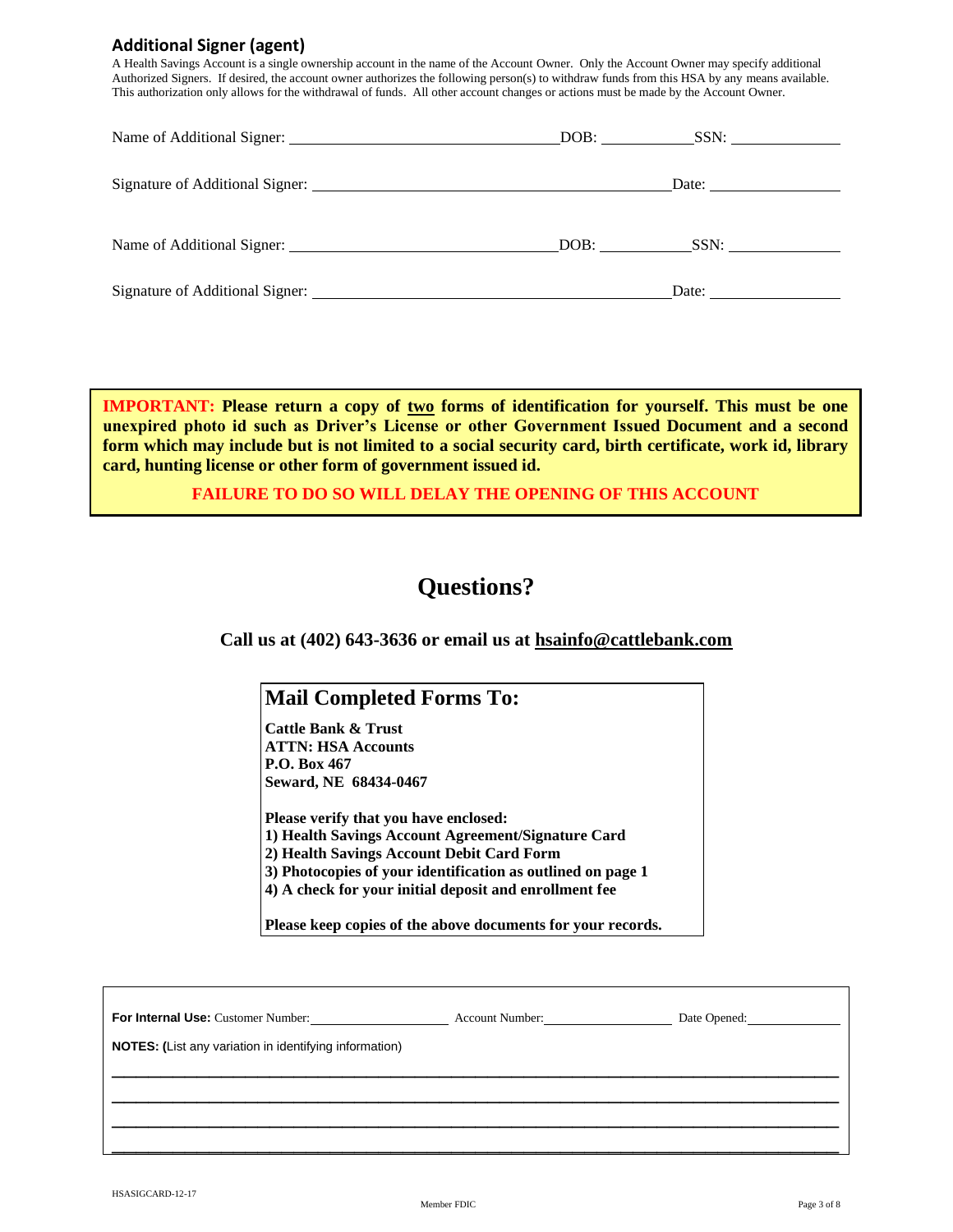## Additional Signer (agent)

A Health Savings Account is a single ownership account in the name of the Account Owner. Only the Account Owner may specify additional Authorized Signers. If desired, the account owner authorizes the following person(s) to withdraw funds from this HSA by any means available. This authorization only allows for the withdrawal of funds. All other account changes or actions must be made by the Account Owner.

Name of Additional Signer: ________________________________ DOB: ____________ SSN: ______________

Signature of Additional Signer: ____________________________________________ Date: ________________

Name of Additional Signer: ________________________________ DOB: ____________ SSN: ______________

Signature of Additional Signer: ____________________________________________ Date: ________________

**IMPORTANT: Please return a copy of <u>two</u> forms of identification for yourself. This must be one unexpired photo id such as Driver's License or other Government Issued Document and a second form which may include but is not limited to a social security card, birth certificate, work id, library card, hunting license or other form of government issued id.**

**FAILURE TO DO SO WILL DELAY THE OPENING OF THIS ACCOUNT**

# Questions?

**Call us at (402) 643-3636 or email us at hsainfo@cattlebank.com**

## Mail Completed Forms To:

**Cattle Bank & Trust**
**ATTN: HSA Accounts**
**P.O. Box 467**
**Seward, NE 68434-0467**

**Please verify that you have enclosed:**

**1) Health Savings Account Agreement/Signature Card**
**2) Health Savings Account Debit Card Form**
**3) Photocopies of your identification as outlined on page 1**
**4) A check for your initial deposit and enrollment fee**

**Please keep copies of the above documents for your records.**

**For Internal Use:** Customer Number: ____________________ Account Number: ____________________ Date Opened: ______________

**NOTES: (**List any variation in identifying information)

________________________________________________________________________________

________________________________________________________________________________

________________________________________________________________________________

________________________________________________________________________________

HSASIGCARD-12-17

Member FDIC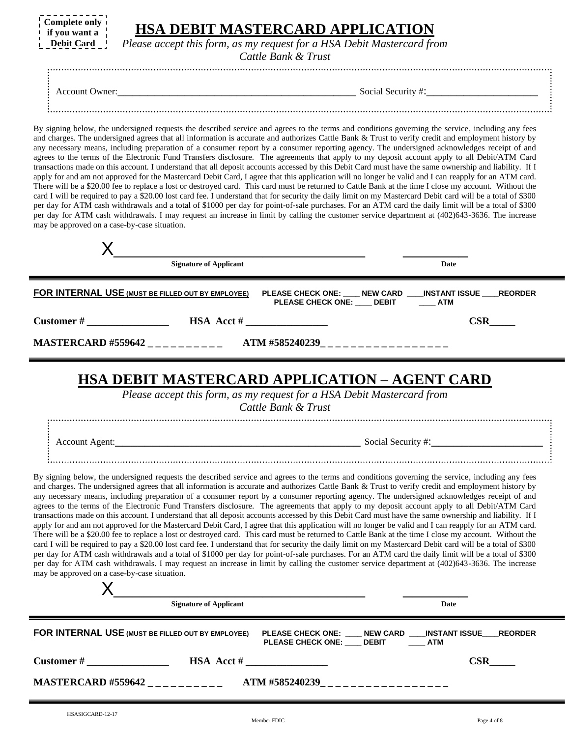**Complete only if you want a Debit Card**

# HSA DEBIT MASTERCARD APPLICATION

*Please accept this form, as my request for a HSA Debit Mastercard from Cattle Bank & Trust*

Account Owner:______________________________________________ Social Security #:______________________

By signing below, the undersigned requests the described service and agrees to the terms and conditions governing the service, including any fees and charges. The undersigned agrees that all information is accurate and authorizes Cattle Bank & Trust to verify credit and employment history by any necessary means, including preparation of a consumer report by a consumer reporting agency. The undersigned acknowledges receipt of and agrees to the terms of the Electronic Fund Transfers disclosure. The agreements that apply to my deposit account apply to all Debit/ATM Card transactions made on this account. I understand that all deposit accounts accessed by this Debit Card must have the same ownership and liability. If I apply for and am not approved for the Mastercard Debit Card, I agree that this application will no longer be valid and I can reapply for an ATM card. There will be a $20.00 fee to replace a lost or destroyed card. This card must be returned to Cattle Bank at the time I close my account. Without the card I will be required to pay a $20.00 lost card fee. I understand that for security the daily limit on my Mastercard Debit card will be a total of $300 per day for ATM cash withdrawals and a total of $1000 per day for point-of-sale purchases. For an ATM card the daily limit will be a total of $300 per day for ATM cash withdrawals. I may request an increase in limit by calling the customer service department at (402)643-3636. The increase may be approved on a case-by-case situation.

X______________________________________ __________

**Signature of Applicant** **Date**

**FOR INTERNAL USE (MUST BE FILLED OUT BY EMPLOYEE)** **PLEASE CHECK ONE: ____ NEW CARD ____INSTANT ISSUE ____REORDER**
**PLEASE CHECK ONE: ____ DEBIT ____ ATM**

**Customer # ________________** **HSA Acct # ________________** **CSR_____**

**MASTERCARD #559642 _ _ _ _ _ _ _ _ _ _** **ATM #585240239_ _ _ _ _ _ _ _ _ _ _ _ _ _ _ _ _**

# HSA DEBIT MASTERCARD APPLICATION – AGENT CARD

*Please accept this form, as my request for a HSA Debit Mastercard from Cattle Bank & Trust*

Account Agent:______________________________________________ Social Security #:______________________

By signing below, the undersigned requests the described service and agrees to the terms and conditions governing the service, including any fees and charges. The undersigned agrees that all information is accurate and authorizes Cattle Bank & Trust to verify credit and employment history by any necessary means, including preparation of a consumer report by a consumer reporting agency. The undersigned acknowledges receipt of and agrees to the terms of the Electronic Fund Transfers disclosure. The agreements that apply to my deposit account apply to all Debit/ATM Card transactions made on this account. I understand that all deposit accounts accessed by this Debit Card must have the same ownership and liability. If I apply for and am not approved for the Mastercard Debit Card, I agree that this application will no longer be valid and I can reapply for an ATM card. There will be a $20.00 fee to replace a lost or destroyed card. This card must be returned to Cattle Bank at the time I close my account. Without the card I will be required to pay a $20.00 lost card fee. I understand that for security the daily limit on my Mastercard Debit card will be a total of $300 per day for ATM cash withdrawals and a total of $1000 per day for point-of-sale purchases. For an ATM card the daily limit will be a total of $300 per day for ATM cash withdrawals. I may request an increase in limit by calling the customer service department at (402)643-3636. The increase may be approved on a case-by-case situation.

X______________________________________ __________

**Signature of Applicant** **Date**

**FOR INTERNAL USE (MUST BE FILLED OUT BY EMPLOYEE)** **PLEASE CHECK ONE: ____ NEW CARD ____INSTANT ISSUE____REORDER**
**PLEASE CHECK ONE: ____ DEBIT ____ ATM**

**Customer # ________________** **HSA Acct # ________________** **CSR_____**

**MASTERCARD #559642 _ _ _ _ _ _ _ _ _ _** **ATM #585240239_ _ _ _ _ _ _ _ _ _ _ _ _ _ _ _ _**

HSASIGCARD-12-17

Member FDIC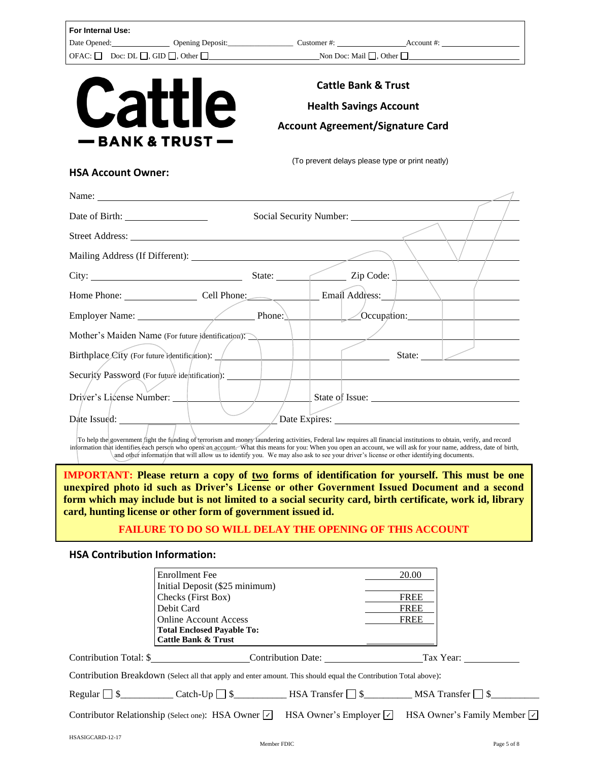**For Internal Use:**

Date Opened:\_\_\_\_\_\_\_\_\_\_\_\_\_\_ Opening Deposit:\_\_\_\_\_\_\_\_\_\_\_\_\_\_\_ Customer #: \_\_\_\_\_\_\_\_\_\_\_\_\_\_\_ Account #: \_\_\_\_\_\_\_\_\_\_\_\_\_\_\_

OFAC: ☐ Doc: DL ☐, GID ☐, Other ☐\_\_\_\_\_\_\_\_\_\_\_\_\_\_\_\_\_\_\_\_\_\_\_\_ Non Doc: Mail ☐, Other ☐\_\_\_\_\_\_\_\_\_\_\_\_\_\_\_\_\_\_\_\_\_\_

**Cattle — BANK & TRUST —**

## Cattle Bank & Trust
## Health Savings Account
## Account Agreement/Signature Card

(To prevent delays please type or print neatly)

### HSA Account Owner:

Name: \_\_\_\_\_\_\_\_\_\_\_\_\_\_\_\_\_\_\_\_\_\_\_\_\_\_\_\_\_\_\_\_\_\_\_\_\_\_\_\_\_\_\_\_\_\_\_\_\_\_\_\_

Date of Birth: \_\_\_\_\_\_\_\_\_\_\_\_\_\_\_\_ Social Security Number: \_\_\_\_\_\_\_\_\_\_\_\_\_\_\_\_\_\_\_\_\_\_\_\_

Street Address: \_\_\_\_\_\_\_\_\_\_\_\_\_\_\_\_\_\_\_\_\_\_\_\_\_\_\_\_\_\_\_\_\_\_\_\_\_\_\_\_\_\_\_\_\_\_\_\_\_\_

Mailing Address (If Different): \_\_\_\_\_\_\_\_\_\_\_\_\_\_\_\_\_\_\_\_\_\_\_\_\_\_\_\_\_\_\_\_\_\_\_\_\_\_

City: \_\_\_\_\_\_\_\_\_\_\_\_\_\_\_\_\_\_\_\_\_\_\_\_\_\_ State: \_\_\_\_\_\_\_\_\_\_\_\_ Zip Code: \_\_\_\_\_\_\_\_\_\_\_\_\_\_\_\_\_\_\_\_\_\_

Home Phone: \_\_\_\_\_\_\_\_\_\_\_\_\_\_ Cell Phone: \_\_\_\_\_\_\_\_\_\_\_\_\_\_ Email Address: \_\_\_\_\_\_\_\_\_\_\_\_\_\_\_\_\_\_\_\_\_\_

Employer Name: \_\_\_\_\_\_\_\_\_\_\_\_\_\_\_\_\_\_\_\_\_\_ Phone: \_\_\_\_\_\_\_\_\_\_\_\_\_\_ Occupation: \_\_\_\_\_\_\_\_\_\_\_\_\_\_\_\_\_\_\_\_\_\_

Mother's Maiden Name (For future identification): \_\_\_\_\_\_\_\_\_\_\_\_\_\_\_\_\_\_\_\_\_\_\_\_\_\_\_\_\_\_\_\_\_\_\_\_\_\_

Birthplace City (For future identification): \_\_\_\_\_\_\_\_\_\_\_\_\_\_\_\_\_\_\_\_\_\_\_\_\_\_\_\_\_\_ State: \_\_\_\_\_\_\_\_\_\_\_\_\_\_\_\_

Security Password (For future identification): \_\_\_\_\_\_\_\_\_\_\_\_\_\_\_\_\_\_\_\_\_\_\_\_\_\_\_\_\_\_\_\_\_\_\_\_\_\_\_\_\_\_

Driver's License Number: \_\_\_\_\_\_\_\_\_\_\_\_\_\_\_\_\_\_\_\_\_\_\_\_\_\_\_\_\_\_ State of Issue: \_\_\_\_\_\_\_\_\_\_\_\_\_\_\_\_\_\_\_\_\_\_\_\_\_\_\_\_\_\_

Date Issued: \_\_\_\_\_\_\_\_\_\_\_\_\_\_\_\_\_\_\_\_\_\_\_\_\_\_\_\_\_\_ Date Expires: \_\_\_\_\_\_\_\_\_\_\_\_\_\_\_\_\_\_\_\_\_\_\_\_\_\_\_\_\_\_

To help the government fight the funding of terrorism and money laundering activities, Federal law requires all financial institutions to obtain, verify, and record information that identifies each person who opens an account. What this means for you: When you open an account, we will ask for your name, address, date of birth, and other information that will allow us to identify you. We may also ask to see your driver's license or other identifying documents.

**IMPORTANT: Please return a copy of two forms of identification for yourself. This must be one unexpired photo id such as Driver's License or other Government Issued Document and a second form which may include but is not limited to a social security card, birth certificate, work id, library card, hunting license or other form of government issued id.**

**FAILURE TO DO SO WILL DELAY THE OPENING OF THIS ACCOUNT**

### HSA Contribution Information:

| Item | Amount |
|---|---|
| Enrollment Fee | 20.00 |
| Initial Deposit ($25 minimum) | |
| Checks (First Box) | FREE |
| Debit Card | FREE |
| Online Account Access | FREE |
| **Total Enclosed Payable To: Cattle Bank & Trust** | |

Contribution Total: $\_\_\_\_\_\_\_\_\_\_\_\_\_\_\_\_\_\_ Contribution Date: \_\_\_\_\_\_\_\_\_\_\_\_\_\_\_\_\_\_ Tax Year: \_\_\_\_\_\_\_\_\_\_

Contribution Breakdown (Select all that apply and enter amount. This should equal the Contribution Total above):

Regular ☐ $\_\_\_\_\_\_\_\_\_\_ Catch-Up ☐ $\_\_\_\_\_\_\_\_\_\_ HSA Transfer ☐ $\_\_\_\_\_\_\_\_\_\_ MSA Transfer ☐ $\_\_\_\_\_\_\_\_\_\_

Contributor Relationship (Select one): HSA Owner ☑ HSA Owner's Employer ☑ HSA Owner's Family Member ☑

HSASIGCARD-12-17

Member FDIC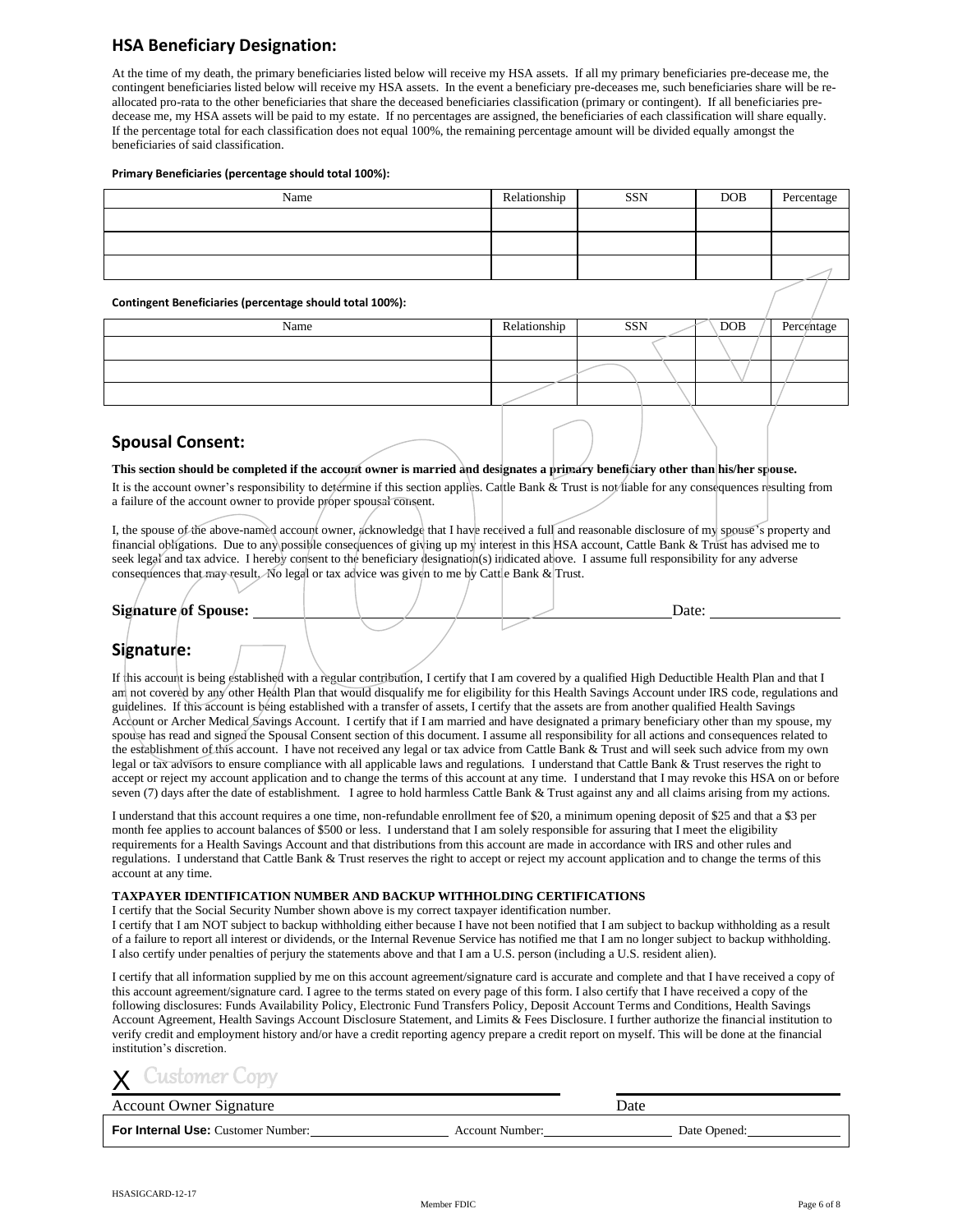## HSA Beneficiary Designation:

At the time of my death, the primary beneficiaries listed below will receive my HSA assets. If all my primary beneficiaries pre-decease me, the contingent beneficiaries listed below will receive my HSA assets. In the event a beneficiary pre-deceases me, such beneficiaries share will be re-allocated pro-rata to the other beneficiaries that share the deceased beneficiaries classification (primary or contingent). If all beneficiaries pre-decease me, my HSA assets will be paid to my estate. If no percentages are assigned, the beneficiaries of each classification will share equally. If the percentage total for each classification does not equal 100%, the remaining percentage amount will be divided equally amongst the beneficiaries of said classification.

**Primary Beneficiaries (percentage should total 100%):**

| Name | Relationship | SSN | DOB | Percentage |
|---|---|---|---|---|
| | | | | |
| | | | | |
| | | | | |

**Contingent Beneficiaries (percentage should total 100%):**

| Name | Relationship | SSN | DOB | Percentage |
|---|---|---|---|---|
| | | | | |
| | | | | |
| | | | | |

## Spousal Consent:

**This section should be completed if the account owner is married and designates a primary beneficiary other than his/her spouse.**

It is the account owner's responsibility to determine if this section applies. Cattle Bank & Trust is not liable for any consequences resulting from a failure of the account owner to provide proper spousal consent.

I, the spouse of the above-named account owner, acknowledge that I have received a full and reasonable disclosure of my spouse's property and financial obligations. Due to any possible consequences of giving up my interest in this HSA account, Cattle Bank & Trust has advised me to seek legal and tax advice. I hereby consent to the beneficiary designation(s) indicated above. I assume full responsibility for any adverse consequences that may result. No legal or tax advice was given to me by Cattle Bank & Trust.

**Signature of Spouse:** ______________________________ Date: ______________

## Signature:

If this account is being established with a regular contribution, I certify that I am covered by a qualified High Deductible Health Plan and that I am not covered by any other Health Plan that would disqualify me for eligibility for this Health Savings Account under IRS code, regulations and guidelines. If this account is being established with a transfer of assets, I certify that the assets are from another qualified Health Savings Account or Archer Medical Savings Account. I certify that if I am married and have designated a primary beneficiary other than my spouse, my spouse has read and signed the Spousal Consent section of this document. I assume all responsibility for all actions and consequences related to the establishment of this account. I have not received any legal or tax advice from Cattle Bank & Trust and will seek such advice from my own legal or tax advisors to ensure compliance with all applicable laws and regulations. I understand that Cattle Bank & Trust reserves the right to accept or reject my account application and to change the terms of this account at any time. I understand that I may revoke this HSA on or before seven (7) days after the date of establishment. I agree to hold harmless Cattle Bank & Trust against any and all claims arising from my actions.

I understand that this account requires a one time, non-refundable enrollment fee of $20, a minimum opening deposit of $25 and that a $3 per month fee applies to account balances of $500 or less. I understand that I am solely responsible for assuring that I meet the eligibility requirements for a Health Savings Account and that distributions from this account are made in accordance with IRS and other rules and regulations. I understand that Cattle Bank & Trust reserves the right to accept or reject my account application and to change the terms of this account at any time.

**TAXPAYER IDENTIFICATION NUMBER AND BACKUP WITHHOLDING CERTIFICATIONS**

I certify that the Social Security Number shown above is my correct taxpayer identification number.

I certify that I am NOT subject to backup withholding either because I have not been notified that I am subject to backup withholding as a result of a failure to report all interest or dividends, or the Internal Revenue Service has notified me that I am no longer subject to backup withholding. I also certify under penalties of perjury the statements above and that I am a U.S. person (including a U.S. resident alien).

I certify that all information supplied by me on this account agreement/signature card is accurate and complete and that I have received a copy of this account agreement/signature card. I agree to the terms stated on every page of this form. I also certify that I have received a copy of the following disclosures: Funds Availability Policy, Electronic Fund Transfers Policy, Deposit Account Terms and Conditions, Health Savings Account Agreement, Health Savings Account Disclosure Statement, and Limits & Fees Disclosure. I further authorize the financial institution to verify credit and employment history and/or have a credit reporting agency prepare a credit report on myself. This will be done at the financial institution's discretion.

X Customer Copy

Account Owner Signature ______________________________ Date ______________

**For Internal Use:** Customer Number: ______________ Account Number: ______________ Date Opened: ______________

HSASIGCARD-12-17

Member FDIC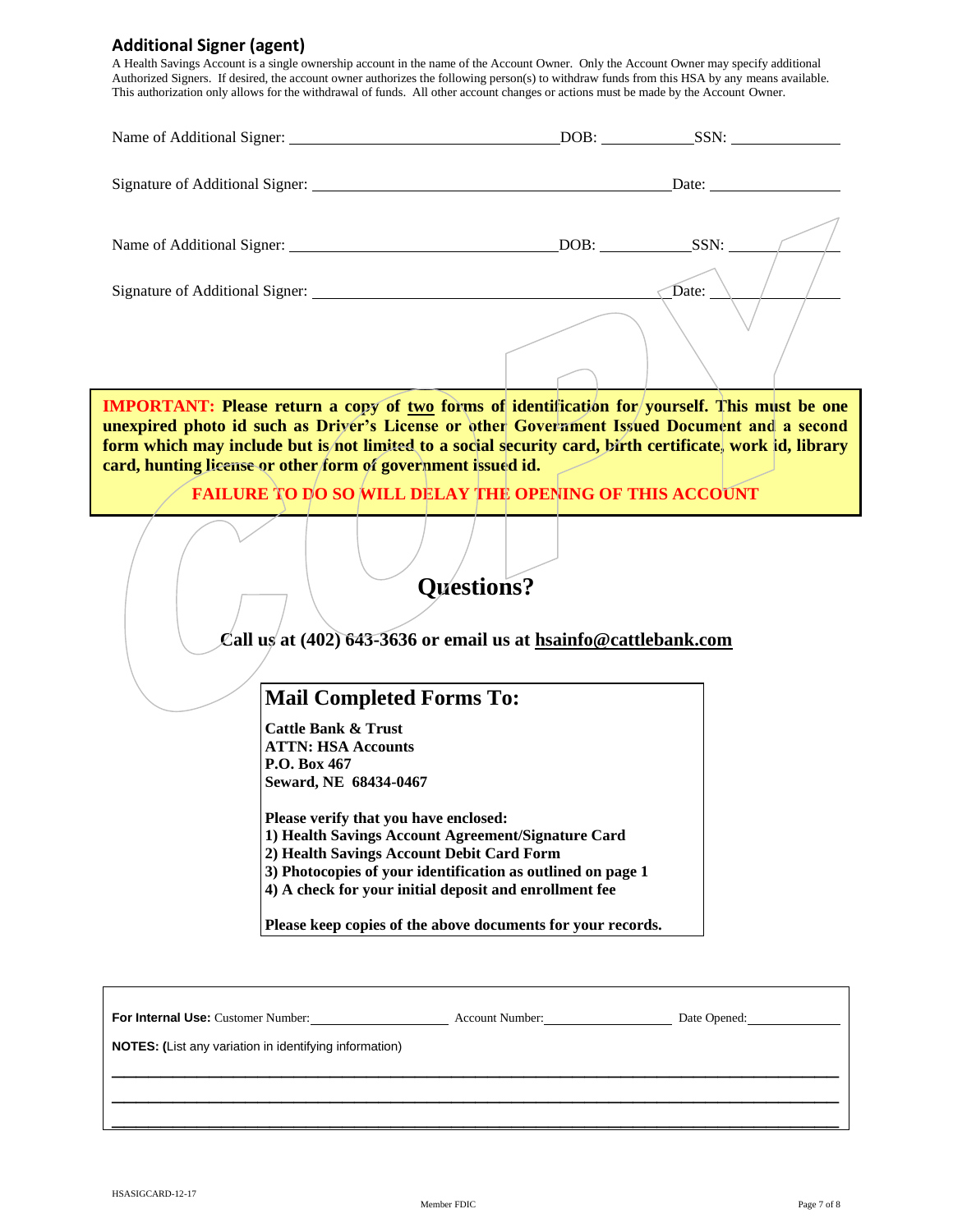## Additional Signer (agent)

A Health Savings Account is a single ownership account in the name of the Account Owner. Only the Account Owner may specify additional Authorized Signers. If desired, the account owner authorizes the following person(s) to withdraw funds from this HSA by any means available. This authorization only allows for the withdrawal of funds. All other account changes or actions must be made by the Account Owner.

Name of Additional Signer: ______________________ DOB: __________ SSN: __________

Signature of Additional Signer: ______________________ Date: __________

Name of Additional Signer: ______________________ DOB: __________ SSN: __________

Signature of Additional Signer: ______________________ Date: __________

**IMPORTANT: Please return a copy of two forms of identification for yourself. This must be one unexpired photo id such as Driver's License or other Government Issued Document and a second form which may include but is not limited to a social security card, birth certificate, work id, library card, hunting license or other form of government issued id.**

**FAILURE TO DO SO WILL DELAY THE OPENING OF THIS ACCOUNT**

# Questions?

**Call us at (402) 643-3636 or email us at hsainfo@cattlebank.com**

## Mail Completed Forms To:

**Cattle Bank & Trust**
**ATTN: HSA Accounts**
**P.O. Box 467**
**Seward, NE 68434-0467**

**Please verify that you have enclosed:**
**1) Health Savings Account Agreement/Signature Card**
**2) Health Savings Account Debit Card Form**
**3) Photocopies of your identification as outlined on page 1**
**4) A check for your initial deposit and enrollment fee**

**Please keep copies of the above documents for your records.**

**For Internal Use:** Customer Number: __________ Account Number: __________ Date Opened: __________

**NOTES: (**List any variation in identifying information)

______________________________________________

______________________________________________

______________________________________________

HSASIGCARD-12-17

Member FDIC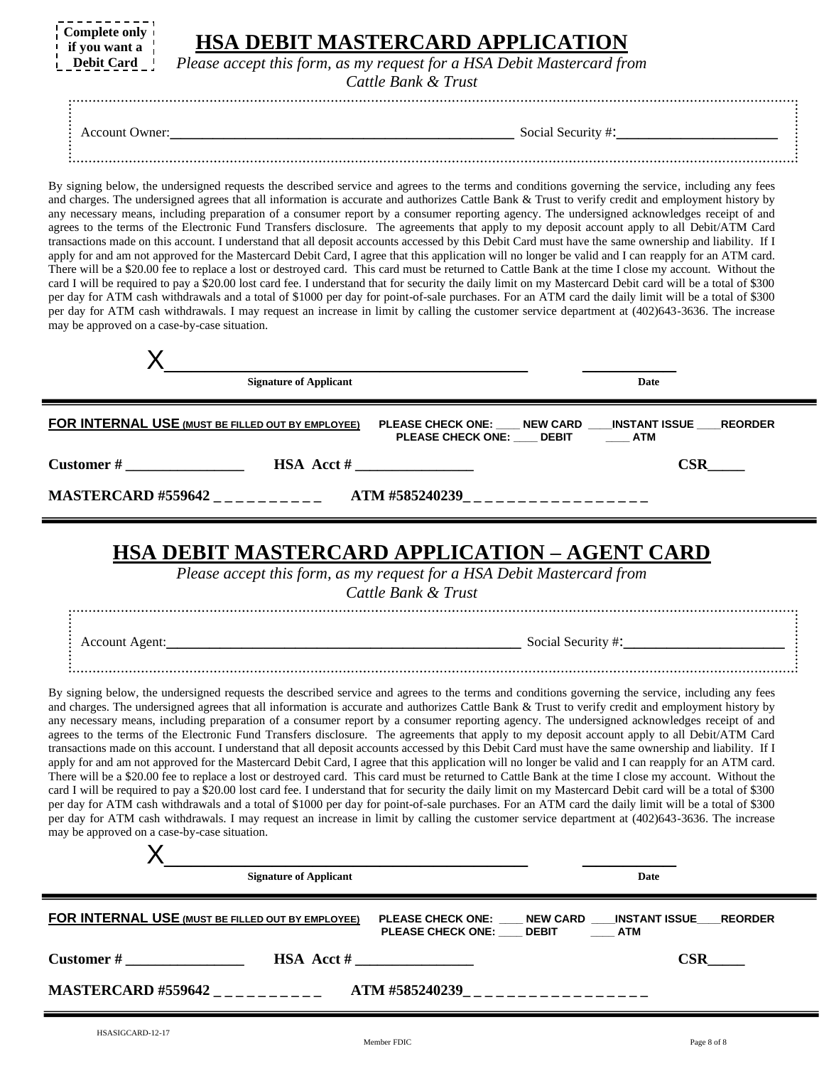Complete only if you want a Debit Card

# HSA DEBIT MASTERCARD APPLICATION

*Please accept this form, as my request for a HSA Debit Mastercard from Cattle Bank & Trust*

Account Owner:___________________________________ Social Security #:____________________

By signing below, the undersigned requests the described service and agrees to the terms and conditions governing the service, including any fees and charges. The undersigned agrees that all information is accurate and authorizes Cattle Bank & Trust to verify credit and employment history by any necessary means, including preparation of a consumer report by a consumer reporting agency. The undersigned acknowledges receipt of and agrees to the terms of the Electronic Fund Transfers disclosure. The agreements that apply to my deposit account apply to all Debit/ATM Card transactions made on this account. I understand that all deposit accounts accessed by this Debit Card must have the same ownership and liability. If I apply for and am not approved for the Mastercard Debit Card, I agree that this application will no longer be valid and I can reapply for an ATM card. There will be a $20.00 fee to replace a lost or destroyed card. This card must be returned to Cattle Bank at the time I close my account. Without the card I will be required to pay a $20.00 lost card fee. I understand that for security the daily limit on my Mastercard Debit card will be a total of $300 per day for ATM cash withdrawals and a total of $1000 per day for point-of-sale purchases. For an ATM card the daily limit will be a total of $300 per day for ATM cash withdrawals. I may request an increase in limit by calling the customer service department at (402)643-3636. The increase may be approved on a case-by-case situation.

X________________________________________ __________

**Signature of Applicant** **Date**

**FOR INTERNAL USE (MUST BE FILLED OUT BY EMPLOYEE)** **PLEASE CHECK ONE: ____ NEW CARD ____INSTANT ISSUE ____REORDER**
**PLEASE CHECK ONE: ____ DEBIT ____ ATM**

**Customer # ________________ HSA Acct # ________________ CSR_____**

**MASTERCARD #559642 _ _ _ _ _ _ _ _ _ _ ATM #585240239_ _ _ _ _ _ _ _ _ _ _ _ _ _ _ _ _**

# HSA DEBIT MASTERCARD APPLICATION – AGENT CARD

*Please accept this form, as my request for a HSA Debit Mastercard from Cattle Bank & Trust*

Account Agent:___________________________________ Social Security #:____________________

By signing below, the undersigned requests the described service and agrees to the terms and conditions governing the service, including any fees and charges. The undersigned agrees that all information is accurate and authorizes Cattle Bank & Trust to verify credit and employment history by any necessary means, including preparation of a consumer report by a consumer reporting agency. The undersigned acknowledges receipt of and agrees to the terms of the Electronic Fund Transfers disclosure. The agreements that apply to my deposit account apply to all Debit/ATM Card transactions made on this account. I understand that all deposit accounts accessed by this Debit Card must have the same ownership and liability. If I apply for and am not approved for the Mastercard Debit Card, I agree that this application will no longer be valid and I can reapply for an ATM card. There will be a $20.00 fee to replace a lost or destroyed card. This card must be returned to Cattle Bank at the time I close my account. Without the card I will be required to pay a $20.00 lost card fee. I understand that for security the daily limit on my Mastercard Debit card will be a total of $300 per day for ATM cash withdrawals and a total of $1000 per day for point-of-sale purchases. For an ATM card the daily limit will be a total of $300 per day for ATM cash withdrawals. I may request an increase in limit by calling the customer service department at (402)643-3636. The increase may be approved on a case-by-case situation.

X________________________________________ __________

**Signature of Applicant** **Date**

**FOR INTERNAL USE (MUST BE FILLED OUT BY EMPLOYEE)** **PLEASE CHECK ONE: ____ NEW CARD ____INSTANT ISSUE____REORDER**
**PLEASE CHECK ONE: ____ DEBIT ____ ATM**

**Customer # ________________ HSA Acct # ________________ CSR_____**

**MASTERCARD #559642 _ _ _ _ _ _ _ _ _ _ ATM #585240239_ _ _ _ _ _ _ _ _ _ _ _ _ _ _ _ _**

HSASIGCARD-12-17

Member FDIC